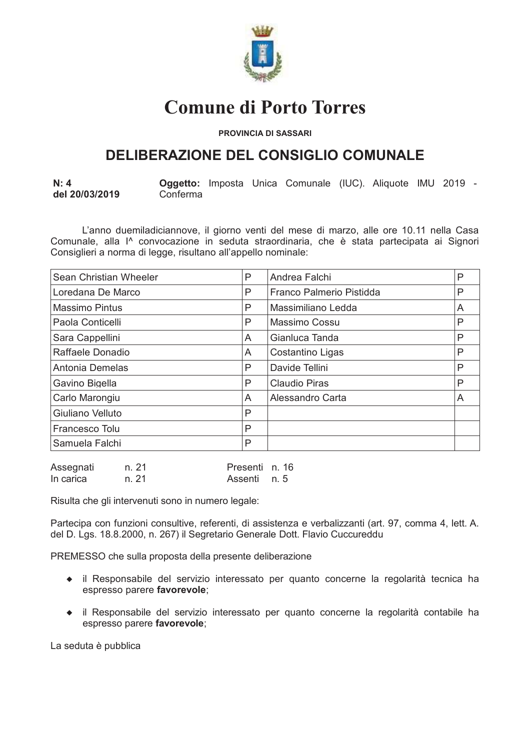# Comune di Porto Torres

**PROVINCIA DI SASSARI**

## DELIBERAZIONE DEL CONSIGLIO COMUNALE

**N: 4**
**del 20/03/2019**

**Oggetto:** Imposta Unica Comunale (IUC). Aliquote IMU 2019 - Conferma

L'anno duemiladiciannove, il giorno venti del mese di marzo, alle ore 10.11 nella Casa Comunale, alla I^ convocazione in seduta straordinaria, che è stata partecipata ai Signori Consiglieri a norma di legge, risultano all'appello nominale:

| | | | |
|---|---|---|---|
| Sean Christian Wheeler | P | Andrea Falchi | P |
| Loredana De Marco | P | Franco Palmerio Pistidda | P |
| Massimo Pintus | P | Massimiliano Ledda | A |
| Paola Conticelli | P | Massimo Cossu | P |
| Sara Cappellini | A | Gianluca Tanda | P |
| Raffaele Donadio | A | Costantino Ligas | P |
| Antonia Demelas | P | Davide Tellini | P |
| Gavino Bigella | P | Claudio Piras | P |
| Carlo Marongiu | A | Alessandro Carta | A |
| Giuliano Velluto | P | | |
| Francesco Tolu | P | | |
| Samuela Falchi | P | | |

| | | | |
|---|---|---|---|
| Assegnati | n. 21 | Presenti | n. 16 |
| In carica | n. 21 | Assenti | n. 5 |

Risulta che gli intervenuti sono in numero legale:

Partecipa con funzioni consultive, referenti, di assistenza e verbalizzanti (art. 97, comma 4, lett. A. del D. Lgs. 18.8.2000, n. 267) il Segretario Generale Dott. Flavio Cuccureddu

PREMESSO che sulla proposta della presente deliberazione

- il Responsabile del servizio interessato per quanto concerne la regolarità tecnica ha espresso parere **favorevole**;
- il Responsabile del servizio interessato per quanto concerne la regolarità contabile ha espresso parere **favorevole**;

La seduta è pubblica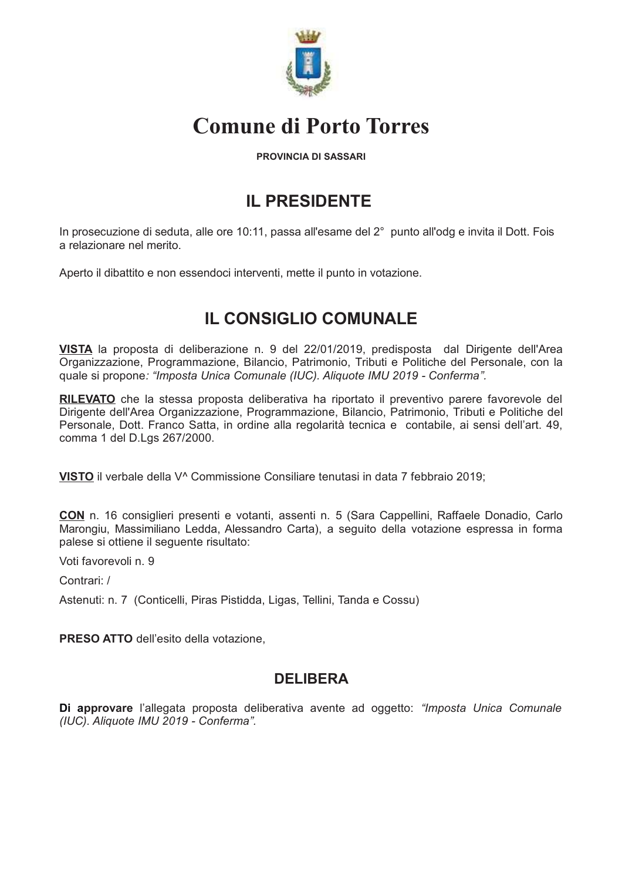# Comune di Porto Torres

**PROVINCIA DI SASSARI**

## IL PRESIDENTE

In prosecuzione di seduta, alle ore 10:11, passa all'esame del 2° punto all'odg e invita il Dott. Fois a relazionare nel merito.

Aperto il dibattito e non essendoci interventi, mette il punto in votazione.

## IL CONSIGLIO COMUNALE

**VISTA** la proposta di deliberazione n. 9 del 22/01/2019, predisposta dal Dirigente dell'Area Organizzazione, Programmazione, Bilancio, Patrimonio, Tributi e Politiche del Personale, con la quale si propone*: "Imposta Unica Comunale (IUC). Aliquote IMU 2019 - Conferma".*

**RILEVATO** che la stessa proposta deliberativa ha riportato il preventivo parere favorevole del Dirigente dell'Area Organizzazione, Programmazione, Bilancio, Patrimonio, Tributi e Politiche del Personale, Dott. Franco Satta, in ordine alla regolarità tecnica e contabile, ai sensi dell'art. 49, comma 1 del D.Lgs 267/2000.

**VISTO** il verbale della V^ Commissione Consiliare tenutasi in data 7 febbraio 2019;

**CON** n. 16 consiglieri presenti e votanti, assenti n. 5 (Sara Cappellini, Raffaele Donadio, Carlo Marongiu, Massimiliano Ledda, Alessandro Carta), a seguito della votazione espressa in forma palese si ottiene il seguente risultato:

Voti favorevoli n. 9

Contrari: /

Astenuti: n. 7 (Conticelli, Piras Pistidda, Ligas, Tellini, Tanda e Cossu)

**PRESO ATTO** dell'esito della votazione,

### DELIBERA

**Di approvare** l'allegata proposta deliberativa avente ad oggetto: *"Imposta Unica Comunale (IUC). Aliquote IMU 2019 - Conferma".*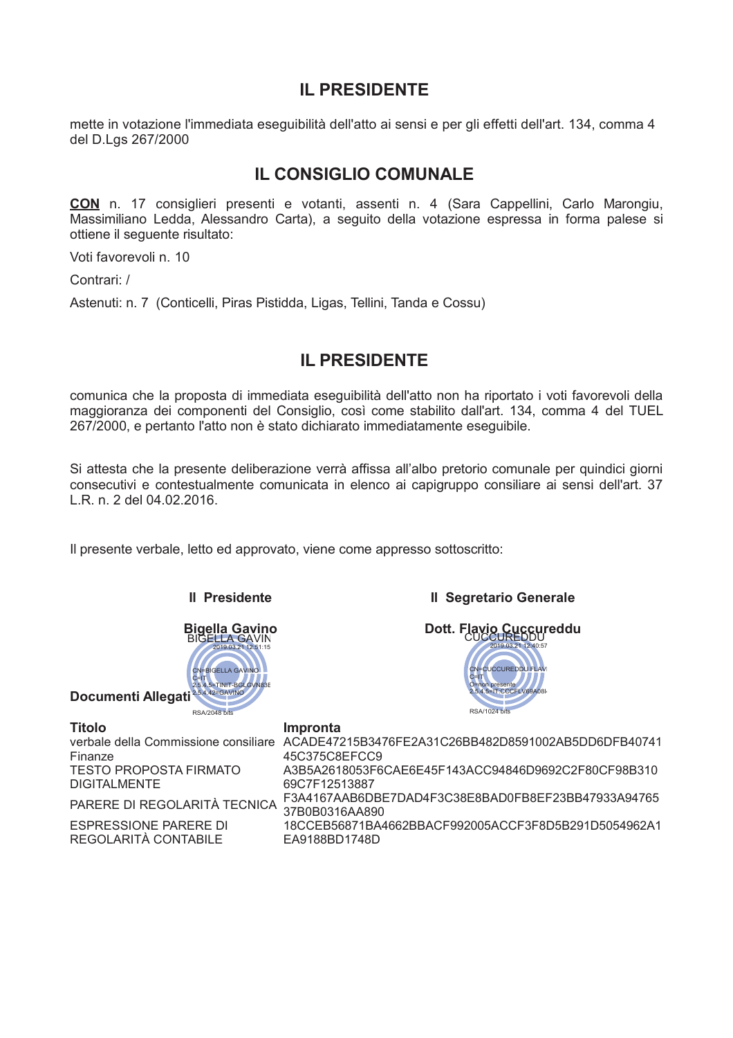## IL PRESIDENTE

mette in votazione l'immediata eseguibilità dell'atto ai sensi e per gli effetti dell'art. 134, comma 4 del D.Lgs 267/2000

## IL CONSIGLIO COMUNALE

**CON** n. 17 consiglieri presenti e votanti, assenti n. 4 (Sara Cappellini, Carlo Marongiu, Massimiliano Ledda, Alessandro Carta), a seguito della votazione espressa in forma palese si ottiene il seguente risultato:

Voti favorevoli n. 10

Contrari: /

Astenuti: n. 7 (Conticelli, Piras Pistidda, Ligas, Tellini, Tanda e Cossu)

## IL PRESIDENTE

comunica che la proposta di immediata eseguibilità dell'atto non ha riportato i voti favorevoli della maggioranza dei componenti del Consiglio, così come stabilito dall'art. 134, comma 4 del TUEL 267/2000, e pertanto l'atto non è stato dichiarato immediatamente eseguibile.

Si attesta che la presente deliberazione verrà affissa all'albo pretorio comunale per quindici giorni consecutivi e contestualmente comunicata in elenco ai capigruppo consiliare ai sensi dell'art. 37 L.R. n. 2 del 04.02.2016.

Il presente verbale, letto ed approvato, viene come appresso sottoscritto:

| **Il Presidente** | **Il Segretario Generale** |
|---|---|
| **Bigella Gavino** | **Dott. Flavio Cuccureddu** |
| BIGELLA GAVINO 2019.03.21 12:51:15 CN=BIGELLA GAVINO C=IT 2.5.4.5=TINIT-BGLGVN83E 2.5.4.42=GAVINO RSA/2048 bits | CUCCUREDDU 2019.03.21 12:40:57 CN=CUCCUREDDU FLAVI C=IT O=non presente 2.5.4.5=IT:CCCFLV69A08I RSA/1024 bits |

**Documenti Allegati**

| Titolo | Impronta |
|---|---|
| verbale della Commissione consiliare Finanze | ACADE47215B3476FE2A31C26BB482D8591002AB5DD6DFB40741 45C375C8EFCC9 |
| TESTO PROPOSTA FIRMATO DIGITALMENTE | A3B5A2618053F6CAE6E45F143ACC94846D9692C2F80CF98B310 69C7F12513887 |
| PARERE DI REGOLARITÀ TECNICA | F3A4167AAB6DBE7DAD4F3C38E8BAD0FB8EF23BB47933A94765 37B0B0316AA890 |
| ESPRESSIONE PARERE DI REGOLARITÀ CONTABILE | 18CCEB56871BA4662BBACF992005ACCF3F8D5B291D5054962A1 EA9188BD1748D |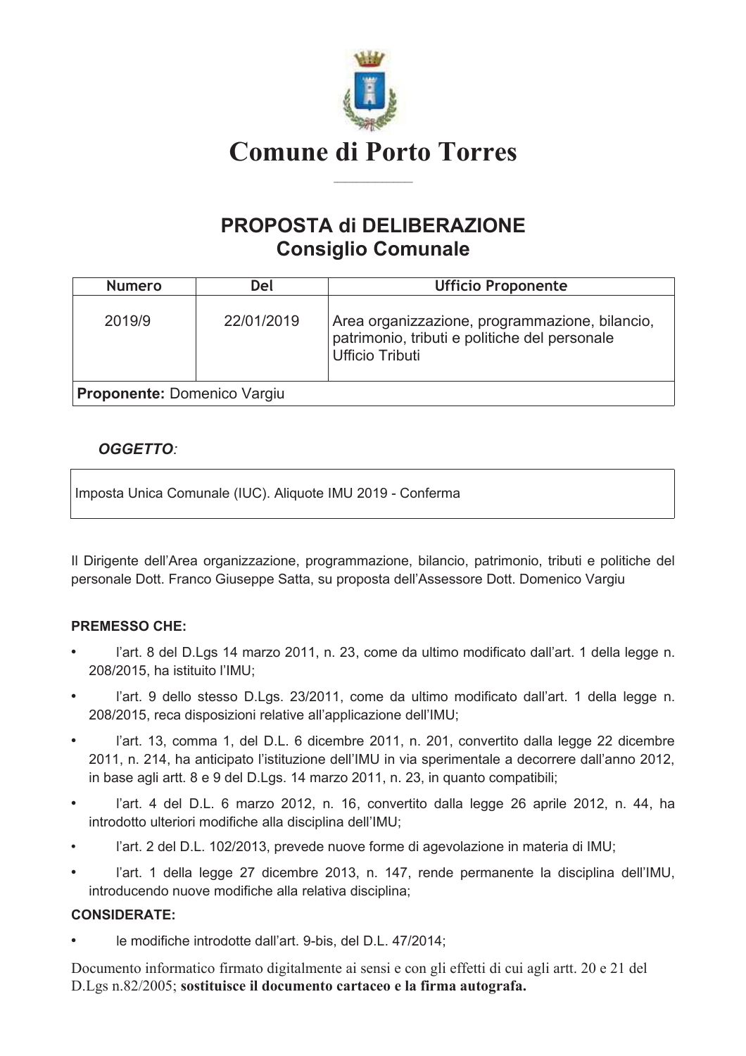# Comune di Porto Torres

## PROPOSTA di DELIBERAZIONE
## Consiglio Comunale

| Numero | Del | Ufficio Proponente |
| --- | --- | --- |
| 2019/9 | 22/01/2019 | Area organizzazione, programmazione, bilancio, patrimonio, tributi e politiche del personale Ufficio Tributi |
| **Proponente:** Domenico Vargiu | | |

***OGGETTO***:

Imposta Unica Comunale (IUC). Aliquote IMU 2019 - Conferma

Il Dirigente dell'Area organizzazione, programmazione, bilancio, patrimonio, tributi e politiche del personale Dott. Franco Giuseppe Satta, su proposta dell'Assessore Dott. Domenico Vargiu

**PREMESSO CHE:**

- l'art. 8 del D.Lgs 14 marzo 2011, n. 23, come da ultimo modificato dall'art. 1 della legge n. 208/2015, ha istituito l'IMU;
- l'art. 9 dello stesso D.Lgs. 23/2011, come da ultimo modificato dall'art. 1 della legge n. 208/2015, reca disposizioni relative all'applicazione dell'IMU;
- l'art. 13, comma 1, del D.L. 6 dicembre 2011, n. 201, convertito dalla legge 22 dicembre 2011, n. 214, ha anticipato l'istituzione dell'IMU in via sperimentale a decorrere dall'anno 2012, in base agli artt. 8 e 9 del D.Lgs. 14 marzo 2011, n. 23, in quanto compatibili;
- l'art. 4 del D.L. 6 marzo 2012, n. 16, convertito dalla legge 26 aprile 2012, n. 44, ha introdotto ulteriori modifiche alla disciplina dell'IMU;
- l'art. 2 del D.L. 102/2013, prevede nuove forme di agevolazione in materia di IMU;
- l'art. 1 della legge 27 dicembre 2013, n. 147, rende permanente la disciplina dell'IMU, introducendo nuove modifiche alla relativa disciplina;

**CONSIDERATE:**

- le modifiche introdotte dall'art. 9-bis, del D.L. 47/2014;

Documento informatico firmato digitalmente ai sensi e con gli effetti di cui agli artt. 20 e 21 del D.Lgs n.82/2005; **sostituisce il documento cartaceo e la firma autografa.**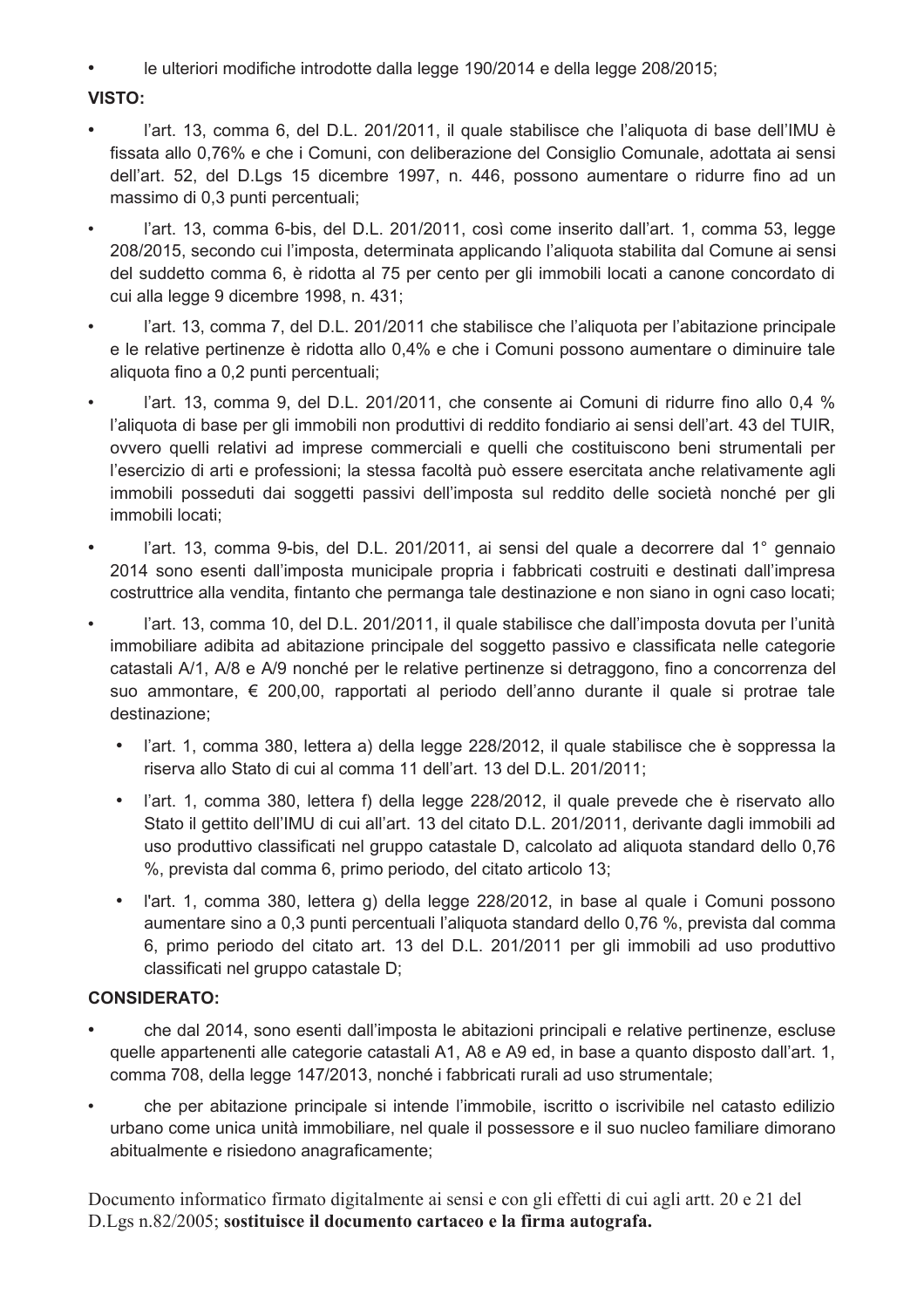- le ulteriori modifiche introdotte dalla legge 190/2014 e della legge 208/2015;

**VISTO:**

- l'art. 13, comma 6, del D.L. 201/2011, il quale stabilisce che l'aliquota di base dell'IMU è fissata allo 0,76% e che i Comuni, con deliberazione del Consiglio Comunale, adottata ai sensi dell'art. 52, del D.Lgs 15 dicembre 1997, n. 446, possono aumentare o ridurre fino ad un massimo di 0,3 punti percentuali;
- l'art. 13, comma 6-bis, del D.L. 201/2011, così come inserito dall'art. 1, comma 53, legge 208/2015, secondo cui l'imposta, determinata applicando l'aliquota stabilita dal Comune ai sensi del suddetto comma 6, è ridotta al 75 per cento per gli immobili locati a canone concordato di cui alla legge 9 dicembre 1998, n. 431;
- l'art. 13, comma 7, del D.L. 201/2011 che stabilisce che l'aliquota per l'abitazione principale e le relative pertinenze è ridotta allo 0,4% e che i Comuni possono aumentare o diminuire tale aliquota fino a 0,2 punti percentuali;
- l'art. 13, comma 9, del D.L. 201/2011, che consente ai Comuni di ridurre fino allo 0,4 % l'aliquota di base per gli immobili non produttivi di reddito fondiario ai sensi dell'art. 43 del TUIR, ovvero quelli relativi ad imprese commerciali e quelli che costituiscono beni strumentali per l'esercizio di arti e professioni; la stessa facoltà può essere esercitata anche relativamente agli immobili posseduti dai soggetti passivi dell'imposta sul reddito delle società nonché per gli immobili locati;
- l'art. 13, comma 9-bis, del D.L. 201/2011, ai sensi del quale a decorrere dal 1° gennaio 2014 sono esenti dall'imposta municipale propria i fabbricati costruiti e destinati dall'impresa costruttrice alla vendita, fintanto che permanga tale destinazione e non siano in ogni caso locati;
- l'art. 13, comma 10, del D.L. 201/2011, il quale stabilisce che dall'imposta dovuta per l'unità immobiliare adibita ad abitazione principale del soggetto passivo e classificata nelle categorie catastali A/1, A/8 e A/9 nonché per le relative pertinenze si detraggono, fino a concorrenza del suo ammontare, € 200,00, rapportati al periodo dell'anno durante il quale si protrae tale destinazione;
  - l'art. 1, comma 380, lettera a) della legge 228/2012, il quale stabilisce che è soppressa la riserva allo Stato di cui al comma 11 dell'art. 13 del D.L. 201/2011;
  - l'art. 1, comma 380, lettera f) della legge 228/2012, il quale prevede che è riservato allo Stato il gettito dell'IMU di cui all'art. 13 del citato D.L. 201/2011, derivante dagli immobili ad uso produttivo classificati nel gruppo catastale D, calcolato ad aliquota standard dello 0,76 %, prevista dal comma 6, primo periodo, del citato articolo 13;
  - l'art. 1, comma 380, lettera g) della legge 228/2012, in base al quale i Comuni possono aumentare sino a 0,3 punti percentuali l'aliquota standard dello 0,76 %, prevista dal comma 6, primo periodo del citato art. 13 del D.L. 201/2011 per gli immobili ad uso produttivo classificati nel gruppo catastale D;

**CONSIDERATO:**

- che dal 2014, sono esenti dall'imposta le abitazioni principali e relative pertinenze, escluse quelle appartenenti alle categorie catastali A1, A8 e A9 ed, in base a quanto disposto dall'art. 1, comma 708, della legge 147/2013, nonché i fabbricati rurali ad uso strumentale;
- che per abitazione principale si intende l'immobile, iscritto o iscrivibile nel catasto edilizio urbano come unica unità immobiliare, nel quale il possessore e il suo nucleo familiare dimorano abitualmente e risiedono anagraficamente;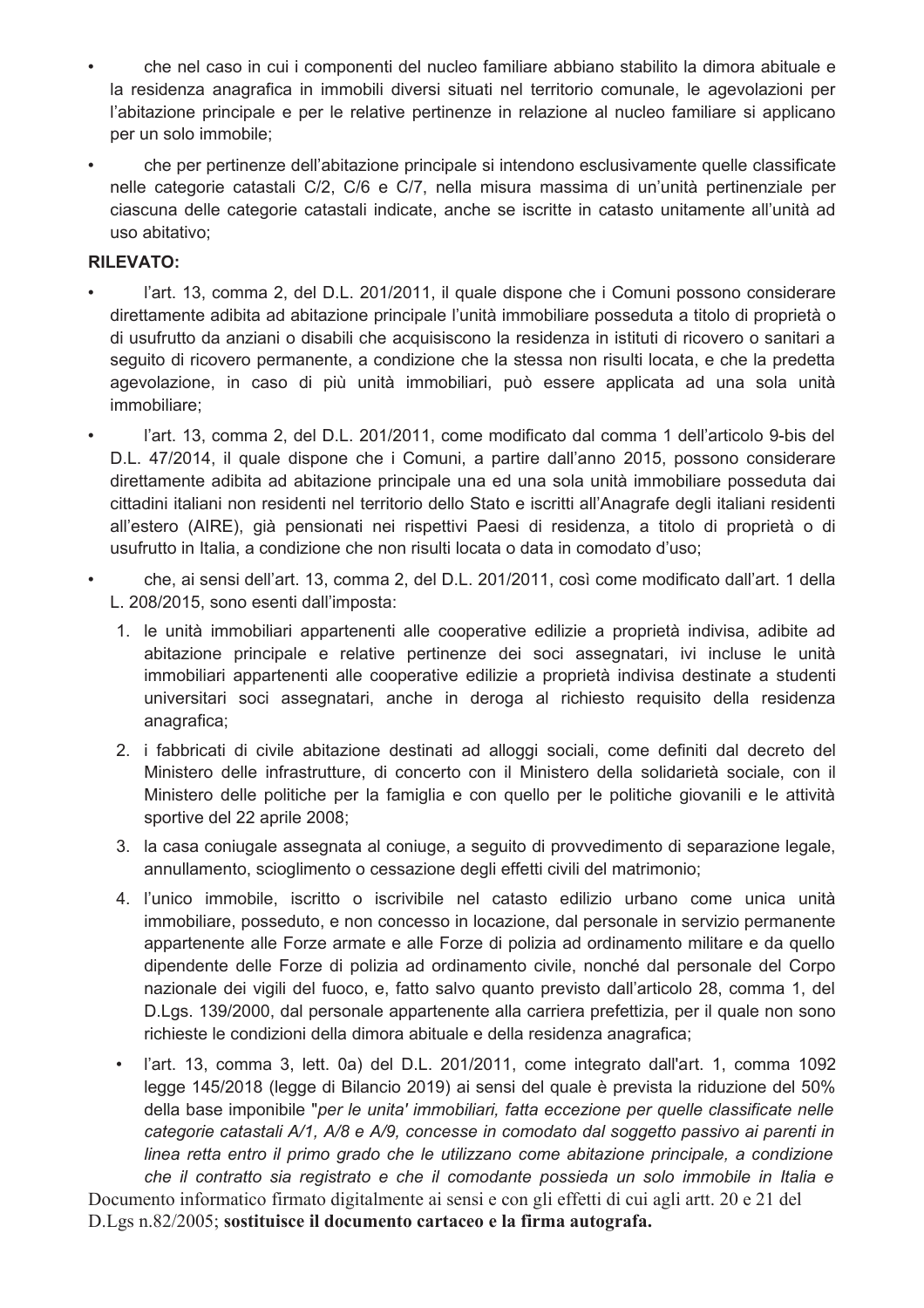- che nel caso in cui i componenti del nucleo familiare abbiano stabilito la dimora abituale e la residenza anagrafica in immobili diversi situati nel territorio comunale, le agevolazioni per l'abitazione principale e per le relative pertinenze in relazione al nucleo familiare si applicano per un solo immobile;
- che per pertinenze dell'abitazione principale si intendono esclusivamente quelle classificate nelle categorie catastali C/2, C/6 e C/7, nella misura massima di un'unità pertinenziale per ciascuna delle categorie catastali indicate, anche se iscritte in catasto unitamente all'unità ad uso abitativo;

**RILEVATO:**

- l'art. 13, comma 2, del D.L. 201/2011, il quale dispone che i Comuni possono considerare direttamente adibita ad abitazione principale l'unità immobiliare posseduta a titolo di proprietà o di usufrutto da anziani o disabili che acquisiscono la residenza in istituti di ricovero o sanitari a seguito di ricovero permanente, a condizione che la stessa non risulti locata, e che la predetta agevolazione, in caso di più unità immobiliari, può essere applicata ad una sola unità immobiliare;
- l'art. 13, comma 2, del D.L. 201/2011, come modificato dal comma 1 dell'articolo 9-bis del D.L. 47/2014, il quale dispone che i Comuni, a partire dall'anno 2015, possono considerare direttamente adibita ad abitazione principale una ed una sola unità immobiliare posseduta dai cittadini italiani non residenti nel territorio dello Stato e iscritti all'Anagrafe degli italiani residenti all'estero (AIRE), già pensionati nei rispettivi Paesi di residenza, a titolo di proprietà o di usufrutto in Italia, a condizione che non risulti locata o data in comodato d'uso;
- che, ai sensi dell'art. 13, comma 2, del D.L. 201/2011, così come modificato dall'art. 1 della L. 208/2015, sono esenti dall'imposta:
  1. le unità immobiliari appartenenti alle cooperative edilizie a proprietà indivisa, adibite ad abitazione principale e relative pertinenze dei soci assegnatari, ivi incluse le unità immobiliari appartenenti alle cooperative edilizie a proprietà indivisa destinate a studenti universitari soci assegnatari, anche in deroga al richiesto requisito della residenza anagrafica;
  2. i fabbricati di civile abitazione destinati ad alloggi sociali, come definiti dal decreto del Ministero delle infrastrutture, di concerto con il Ministero della solidarietà sociale, con il Ministero delle politiche per la famiglia e con quello per le politiche giovanili e le attività sportive del 22 aprile 2008;
  3. la casa coniugale assegnata al coniuge, a seguito di provvedimento di separazione legale, annullamento, scioglimento o cessazione degli effetti civili del matrimonio;
  4. l'unico immobile, iscritto o iscrivibile nel catasto edilizio urbano come unica unità immobiliare, posseduto, e non concesso in locazione, dal personale in servizio permanente appartenente alle Forze armate e alle Forze di polizia ad ordinamento militare e da quello dipendente delle Forze di polizia ad ordinamento civile, nonché dal personale del Corpo nazionale dei vigili del fuoco, e, fatto salvo quanto previsto dall'articolo 28, comma 1, del D.Lgs. 139/2000, dal personale appartenente alla carriera prefettizia, per il quale non sono richieste le condizioni della dimora abituale e della residenza anagrafica;
  - l'art. 13, comma 3, lett. 0a) del D.L. 201/2011, come integrato dall'art. 1, comma 1092 legge 145/2018 (legge di Bilancio 2019) ai sensi del quale è prevista la riduzione del 50% della base imponibile "*per le unita' immobiliari, fatta eccezione per quelle classificate nelle categorie catastali A/1, A/8 e A/9, concesse in comodato dal soggetto passivo ai parenti in linea retta entro il primo grado che le utilizzano come abitazione principale, a condizione che il contratto sia registrato e che il comodante possieda un solo immobile in Italia e*

Documento informatico firmato digitalmente ai sensi e con gli effetti di cui agli artt. 20 e 21 del D.Lgs n.82/2005; **sostituisce il documento cartaceo e la firma autografa.**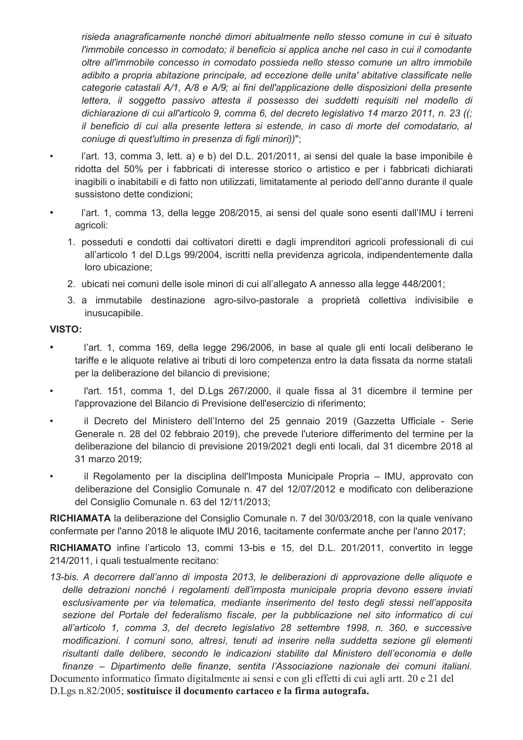*risieda anagraficamente nonché dimori abitualmente nello stesso comune in cui è situato l'immobile concesso in comodato; il beneficio si applica anche nel caso in cui il comodante oltre all'immobile concesso in comodato possieda nello stesso comune un altro immobile adibito a propria abitazione principale, ad eccezione delle unita' abitative classificate nelle categorie catastali A/1, A/8 e A/9; ai fini dell'applicazione delle disposizioni della presente lettera, il soggetto passivo attesta il possesso dei suddetti requisiti nel modello di dichiarazione di cui all'articolo 9, comma 6, del decreto legislativo 14 marzo 2011, n. 23 ((; il beneficio di cui alla presente lettera si estende, in caso di morte del comodatario, al coniuge di quest'ultimo in presenza di figli minori))*";

- l'art. 13, comma 3, lett. a) e b) del D.L. 201/2011, ai sensi del quale la base imponibile è ridotta del 50% per i fabbricati di interesse storico o artistico e per i fabbricati dichiarati inagibili o inabitabili e di fatto non utilizzati, limitatamente al periodo dell'anno durante il quale sussistono dette condizioni;
- l'art. 1, comma 13, della legge 208/2015, ai sensi del quale sono esenti dall'IMU i terreni agricoli:
  1. posseduti e condotti dai coltivatori diretti e dagli imprenditori agricoli professionali di cui all'articolo 1 del D.Lgs 99/2004, iscritti nella previdenza agricola, indipendentemente dalla loro ubicazione;
  2. ubicati nei comuni delle isole minori di cui all'allegato A annesso alla legge 448/2001;
  3. a immutabile destinazione agro-silvo-pastorale a proprietà collettiva indivisibile e inusucapibile.

**VISTO:**

- l'art. 1, comma 169, della legge 296/2006, in base al quale gli enti locali deliberano le tariffe e le aliquote relative ai tributi di loro competenza entro la data fissata da norme statali per la deliberazione del bilancio di previsione;
- l'art. 151, comma 1, del D.Lgs 267/2000, il quale fissa al 31 dicembre il termine per l'approvazione del Bilancio di Previsione dell'esercizio di riferimento;
- il Decreto del Ministero dell'Interno del 25 gennaio 2019 (Gazzetta Ufficiale - Serie Generale n. 28 del 02 febbraio 2019), che prevede l'uteriore differimento del termine per la deliberazione del bilancio di previsione 2019/2021 degli enti locali, dal 31 dicembre 2018 al 31 marzo 2019;
- il Regolamento per la disciplina dell'Imposta Municipale Propria – IMU, approvato con deliberazione del Consiglio Comunale n. 47 del 12/07/2012 e modificato con deliberazione del Consiglio Comunale n. 63 del 12/11/2013;

**RICHIAMATA** la deliberazione del Consiglio Comunale n. 7 del 30/03/2018, con la quale venivano confermate per l'anno 2018 le aliquote IMU 2016, tacitamente confermate anche per l'anno 2017;

**RICHIAMATO** infine l'articolo 13, commi 13-bis e 15, del D.L. 201/2011, convertito in legge 214/2011, i quali testualmente recitano:

*13-bis. A decorrere dall'anno di imposta 2013, le deliberazioni di approvazione delle aliquote e delle detrazioni nonché i regolamenti dell'imposta municipale propria devono essere inviati esclusivamente per via telematica, mediante inserimento del testo degli stessi nell'apposita sezione del Portale del federalismo fiscale, per la pubblicazione nel sito informatico di cui all'articolo 1, comma 3, del decreto legislativo 28 settembre 1998, n. 360, e successive modificazioni. I comuni sono, altresì, tenuti ad inserire nella suddetta sezione gli elementi risultanti dalle delibere, secondo le indicazioni stabilite dal Ministero dell'economia e delle finanze – Dipartimento delle finanze, sentita l'Associazione nazionale dei comuni italiani.*

Documento informatico firmato digitalmente ai sensi e con gli effetti di cui agli artt. 20 e 21 del D.Lgs n.82/2005; **sostituisce il documento cartaceo e la firma autografa.**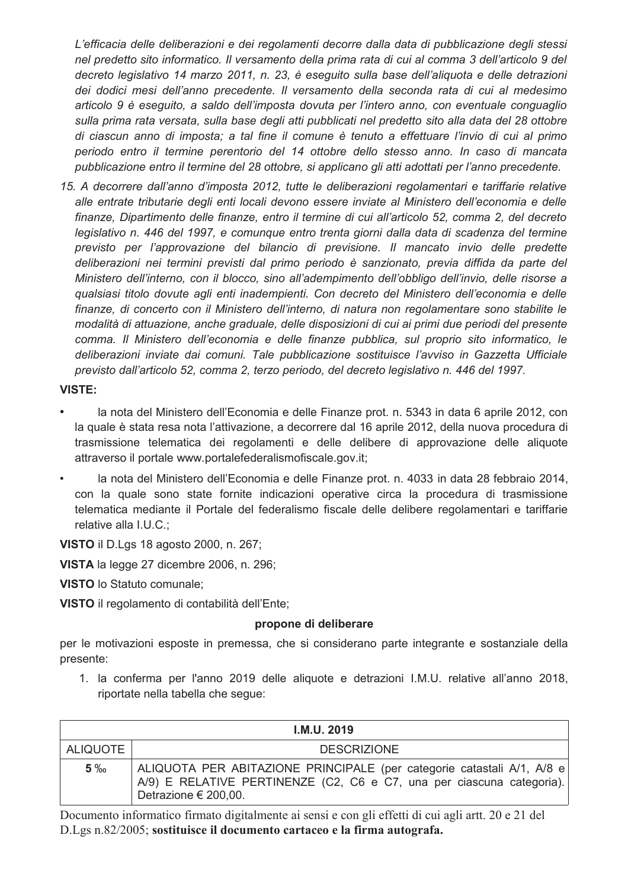*L'efficacia delle deliberazioni e dei regolamenti decorre dalla data di pubblicazione degli stessi nel predetto sito informatico. Il versamento della prima rata di cui al comma 3 dell'articolo 9 del decreto legislativo 14 marzo 2011, n. 23, è eseguito sulla base dell'aliquota e delle detrazioni dei dodici mesi dell'anno precedente. Il versamento della seconda rata di cui al medesimo articolo 9 è eseguito, a saldo dell'imposta dovuta per l'intero anno, con eventuale conguaglio sulla prima rata versata, sulla base degli atti pubblicati nel predetto sito alla data del 28 ottobre di ciascun anno di imposta; a tal fine il comune è tenuto a effettuare l'invio di cui al primo periodo entro il termine perentorio del 14 ottobre dello stesso anno. In caso di mancata pubblicazione entro il termine del 28 ottobre, si applicano gli atti adottati per l'anno precedente.*

*15. A decorrere dall'anno d'imposta 2012, tutte le deliberazioni regolamentari e tariffarie relative alle entrate tributarie degli enti locali devono essere inviate al Ministero dell'economia e delle finanze, Dipartimento delle finanze, entro il termine di cui all'articolo 52, comma 2, del decreto legislativo n. 446 del 1997, e comunque entro trenta giorni dalla data di scadenza del termine previsto per l'approvazione del bilancio di previsione. Il mancato invio delle predette deliberazioni nei termini previsti dal primo periodo è sanzionato, previa diffida da parte del Ministero dell'interno, con il blocco, sino all'adempimento dell'obbligo dell'invio, delle risorse a qualsiasi titolo dovute agli enti inadempienti. Con decreto del Ministero dell'economia e delle finanze, di concerto con il Ministero dell'interno, di natura non regolamentare sono stabilite le modalità di attuazione, anche graduale, delle disposizioni di cui ai primi due periodi del presente comma. Il Ministero dell'economia e delle finanze pubblica, sul proprio sito informatico, le deliberazioni inviate dai comuni. Tale pubblicazione sostituisce l'avviso in Gazzetta Ufficiale previsto dall'articolo 52, comma 2, terzo periodo, del decreto legislativo n. 446 del 1997.*

**VISTE:**

- la nota del Ministero dell'Economia e delle Finanze prot. n. 5343 in data 6 aprile 2012, con la quale è stata resa nota l'attivazione, a decorrere dal 16 aprile 2012, della nuova procedura di trasmissione telematica dei regolamenti e delle delibere di approvazione delle aliquote attraverso il portale www.portalefederalismofiscale.gov.it;
- la nota del Ministero dell'Economia e delle Finanze prot. n. 4033 in data 28 febbraio 2014, con la quale sono state fornite indicazioni operative circa la procedura di trasmissione telematica mediante il Portale del federalismo fiscale delle delibere regolamentari e tariffarie relative alla I.U.C.;

**VISTO** il D.Lgs 18 agosto 2000, n. 267;

**VISTA** la legge 27 dicembre 2006, n. 296;

**VISTO** lo Statuto comunale;

**VISTO** il regolamento di contabilità dell'Ente;

**propone di deliberare**

per le motivazioni esposte in premessa, che si considerano parte integrante e sostanziale della presente:

1. la conferma per l'anno 2019 delle aliquote e detrazioni I.M.U. relative all'anno 2018, riportate nella tabella che segue:

| **I.M.U. 2019** | |
|---|---|
| ALIQUOTE | DESCRIZIONE |
| **5** ‰ | ALIQUOTA PER ABITAZIONE PRINCIPALE (per categorie catastali A/1, A/8 e A/9) E RELATIVE PERTINENZE (C2, C6 e C7, una per ciascuna categoria). Detrazione € 200,00. |

Documento informatico firmato digitalmente ai sensi e con gli effetti di cui agli artt. 20 e 21 del D.Lgs n.82/2005; **sostituisce il documento cartaceo e la firma autografa.**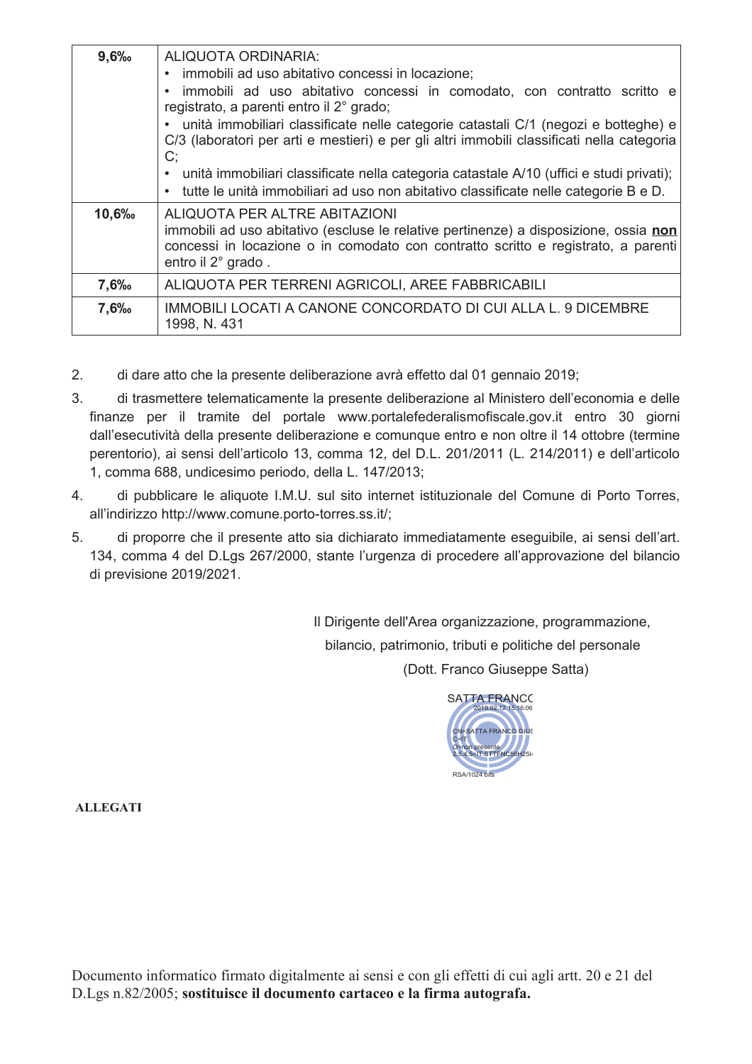| | |
|---|---|
| **9,6‰** | ALIQUOTA ORDINARIA:<br>• immobili ad uso abitativo concessi in locazione;<br>• immobili ad uso abitativo concessi in comodato, con contratto scritto e registrato, a parenti entro il 2° grado;<br>• unità immobiliari classificate nelle categorie catastali C/1 (negozi e botteghe) e C/3 (laboratori per arti e mestieri) e per gli altri immobili classificati nella categoria C;<br>• unità immobiliari classificate nella categoria catastale A/10 (uffici e studi privati);<br>• tutte le unità immobiliari ad uso non abitativo classificate nelle categorie B e D. |
| **10,6‰** | ALIQUOTA PER ALTRE ABITAZIONI<br>immobili ad uso abitativo (escluse le relative pertinenze) a disposizione, ossia **non** concessi in locazione o in comodato con contratto scritto e registrato, a parenti entro il 2° grado . |
| **7,6‰** | ALIQUOTA PER TERRENI AGRICOLI, AREE FABBRICABILI |
| **7,6‰** | IMMOBILI LOCATI A CANONE CONCORDATO DI CUI ALLA L. 9 DICEMBRE 1998, N. 431 |

2. di dare atto che la presente deliberazione avrà effetto dal 01 gennaio 2019;
3. di trasmettere telematicamente la presente deliberazione al Ministero dell'economia e delle finanze per il tramite del portale www.portalefederalismofiscale.gov.it entro 30 giorni dall'esecutività della presente deliberazione e comunque entro e non oltre il 14 ottobre (termine perentorio), ai sensi dell'articolo 13, comma 12, del D.L. 201/2011 (L. 214/2011) e dell'articolo 1, comma 688, undicesimo periodo, della L. 147/2013;
4. di pubblicare le aliquote I.M.U. sul sito internet istituzionale del Comune di Porto Torres, all'indirizzo http://www.comune.porto-torres.ss.it/;
5. di proporre che il presente atto sia dichiarato immediatamente eseguibile, ai sensi dell'art. 134, comma 4 del D.Lgs 267/2000, stante l'urgenza di procedere all'approvazione del bilancio di previsione 2019/2021.

Il Dirigente dell'Area organizzazione, programmazione, bilancio, patrimonio, tributi e politiche del personale

(Dott. Franco Giuseppe Satta)

SATTA FRANCO
2019.02.12 15:16:06
CN=SATTA FRANCO GIUS
C=IT
O=non presente
2.5.4.5=IT:STTFNC56H25I
RSA/1024 bits

**ALLEGATI**

Documento informatico firmato digitalmente ai sensi e con gli effetti di cui agli artt. 20 e 21 del D.Lgs n.82/2005; **sostituisce il documento cartaceo e la firma autografa.**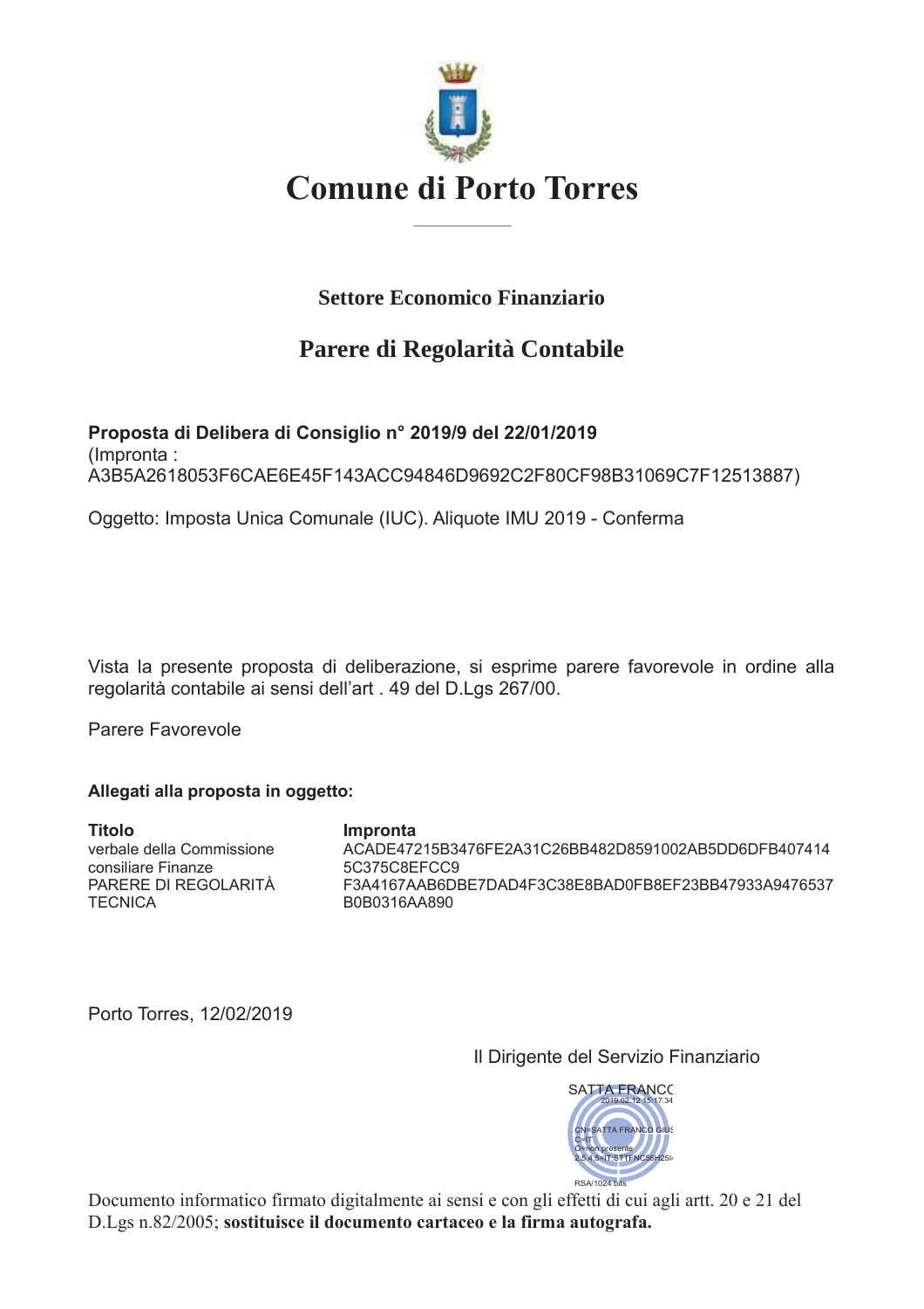# Comune di Porto Torres

## Settore Economico Finanziario

## Parere di Regolarità Contabile

**Proposta di Delibera di Consiglio n° 2019/9 del 22/01/2019**
(Impronta :
A3B5A2618053F6CAE6E45F143ACC94846D9692C2F80CF98B31069C7F12513887)

Oggetto: Imposta Unica Comunale (IUC). Aliquote IMU 2019 - Conferma

Vista la presente proposta di deliberazione, si esprime parere favorevole in ordine alla regolarità contabile ai sensi dell'art . 49 del D.Lgs 267/00.

Parere Favorevole

**Allegati alla proposta in oggetto:**

| **Titolo** | **Impronta** |
|---|---|
| verbale della Commissione consiliare Finanze | ACADE47215B3476FE2A31C26BB482D8591002AB5DD6DFB407414 5C375C8EFCC9 |
| PARERE DI REGOLARITÀ TECNICA | F3A4167AAB6DBE7DAD4F3C38E8BAD0FB8EF23BB47933A9476537 B0B0316AA890 |

Porto Torres, 12/02/2019

Il Dirigente del Servizio Finanziario

SATTA FRANCO
2019.02.12 15:17:34
CN=SATTA FRANCO GIUS
C=IT
O=non presente
2.5.4.5=IT:STTFNC56H25I
RSA/1024 bits

Documento informatico firmato digitalmente ai sensi e con gli effetti di cui agli artt. 20 e 21 del D.Lgs n.82/2005; **sostituisce il documento cartaceo e la firma autografa.**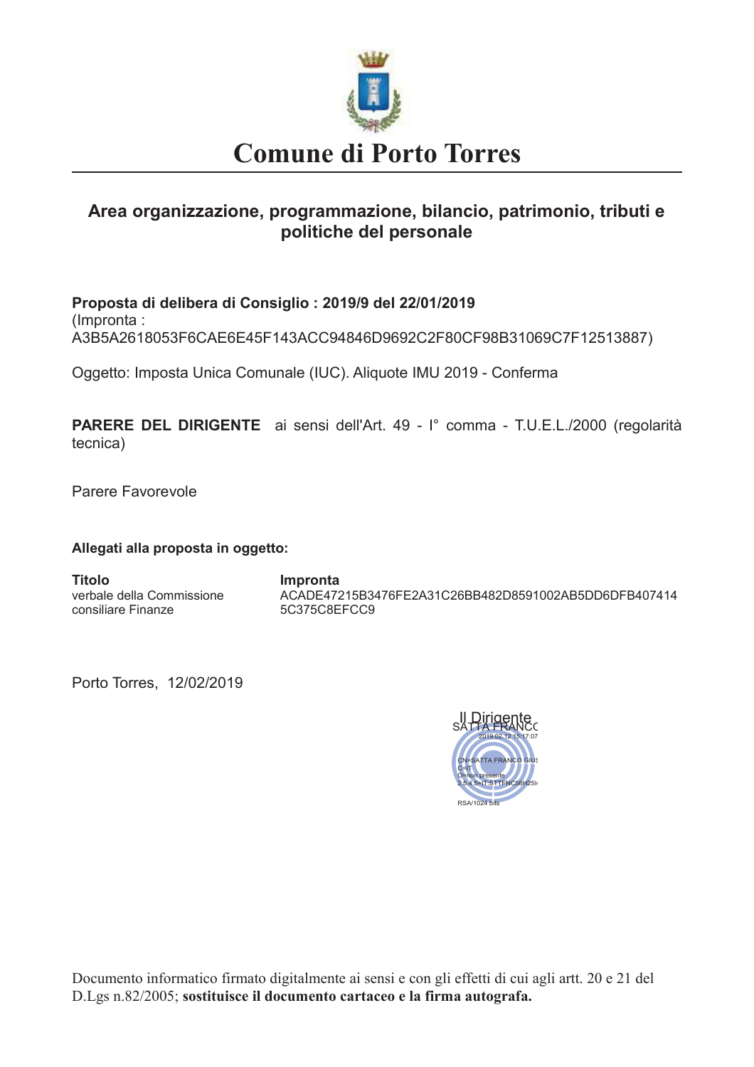# Comune di Porto Torres

## Area organizzazione, programmazione, bilancio, patrimonio, tributi e politiche del personale

**Proposta di delibera di Consiglio : 2019/9 del 22/01/2019**
(Impronta :
A3B5A2618053F6CAE6E45F143ACC94846D9692C2F80CF98B31069C7F12513887)

Oggetto: Imposta Unica Comunale (IUC). Aliquote IMU 2019 - Conferma

**PARERE DEL DIRIGENTE** ai sensi dell'Art. 49 - I° comma - T.U.E.L./2000 (regolarità tecnica)

Parere Favorevole

**Allegati alla proposta in oggetto:**

| **Titolo** | **Impronta** |
|---|---|
| verbale della Commissione consiliare Finanze | ACADE47215B3476FE2A31C26BB482D8591002AB5DD6DFB4074145C375C8EFCC9 |

Porto Torres, 12/02/2019

Il Dirigente
SATTA FRANCO
2019.02.12 15:17:07
CN=SATTA FRANCO GIUS
C=IT
O=non presente
2.5.4.5=IT:STTFNC56H25I
RSA/1024 bits

Documento informatico firmato digitalmente ai sensi e con gli effetti di cui agli artt. 20 e 21 del D.Lgs n.82/2005; **sostituisce il documento cartaceo e la firma autografa.**